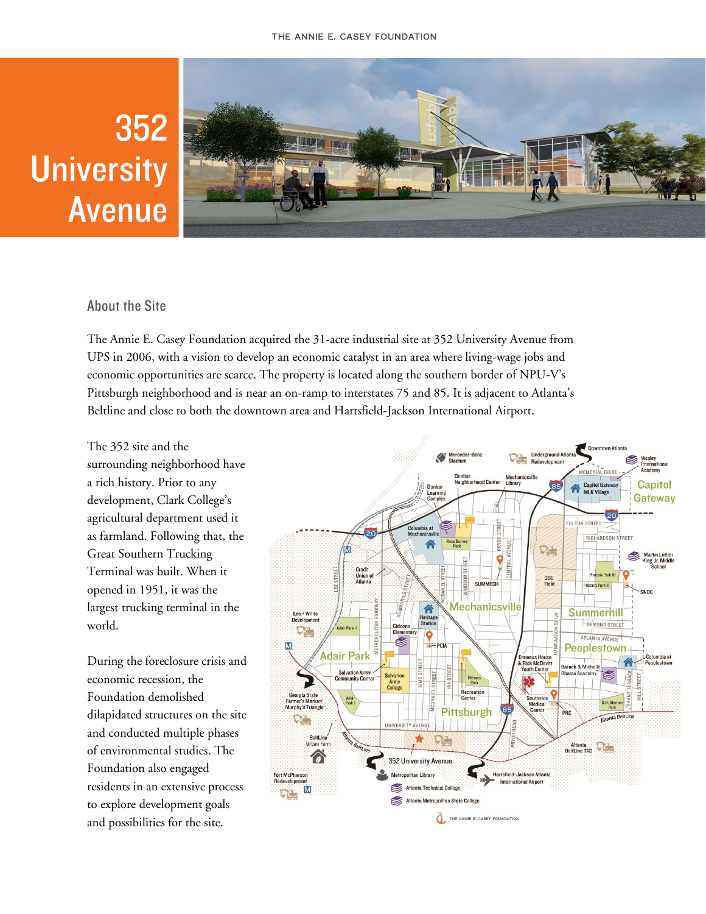# 352 University Avenue

## About the Site

The Annie E. Casey Foundation acquired the 31-acre industrial site at 352 University Avenue from UPS in 2006, with a vision to develop an economic catalyst in an area where living-wage jobs and economic opportunities are scarce. The property is located along the southern border of NPU-V's Pittsburgh neighborhood and is near an on-ramp to interstates 75 and 85. It is adjacent to Atlanta's Beltline and close to both the downtown area and Hartsfield-Jackson International Airport.

The 352 site and the surrounding neighborhood have a rich history. Prior to any development, Clark College's agricultural department used it as farmland. Following that, the Great Southern Trucking Terminal was built. When it opened in 1951, it was the largest trucking terminal in the world.

During the foreclosure crisis and economic recession, the Foundation demolished dilapidated structures on the site and conducted multiple phases of environmental studies. The Foundation also engaged residents in an extensive process to explore development goals and possibilities for the site.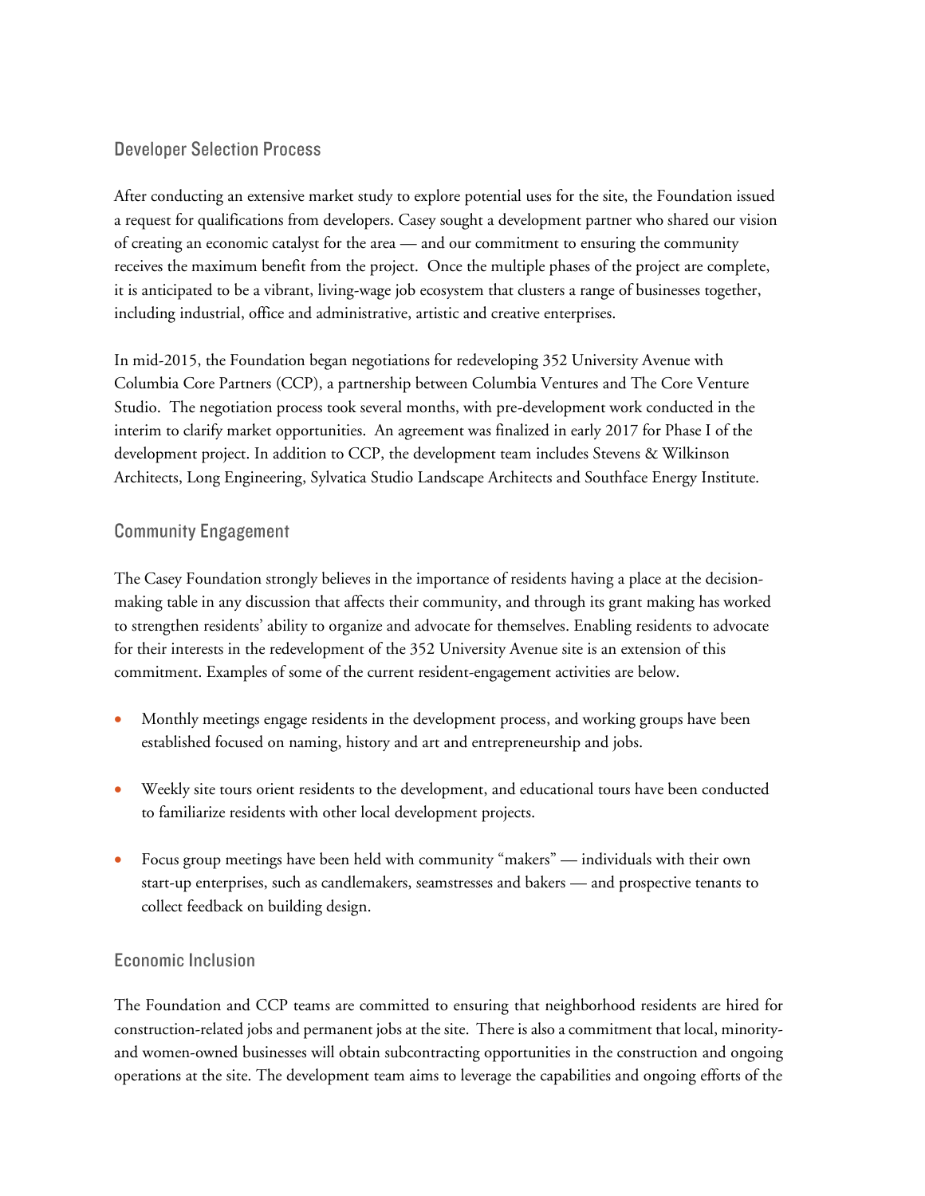## Developer Selection Process

After conducting an extensive market study to explore potential uses for the site, the Foundation issued a request for qualifications from developers. Casey sought a development partner who shared our vision of creating an economic catalyst for the area — and our commitment to ensuring the community receives the maximum benefit from the project. Once the multiple phases of the project are complete, it is anticipated to be a vibrant, living-wage job ecosystem that clusters a range of businesses together, including industrial, office and administrative, artistic and creative enterprises.

In mid-2015, the Foundation began negotiations for redeveloping 352 University Avenue with Columbia Core Partners (CCP), a partnership between Columbia Ventures and The Core Venture Studio. The negotiation process took several months, with pre-development work conducted in the interim to clarify market opportunities. An agreement was finalized in early 2017 for Phase I of the development project. In addition to CCP, the development team includes Stevens & Wilkinson Architects, Long Engineering, Sylvatica Studio Landscape Architects and Southface Energy Institute.

## Community Engagement

The Casey Foundation strongly believes in the importance of residents having a place at the decision-making table in any discussion that affects their community, and through its grant making has worked to strengthen residents' ability to organize and advocate for themselves. Enabling residents to advocate for their interests in the redevelopment of the 352 University Avenue site is an extension of this commitment. Examples of some of the current resident-engagement activities are below.

- Monthly meetings engage residents in the development process, and working groups have been established focused on naming, history and art and entrepreneurship and jobs.
- Weekly site tours orient residents to the development, and educational tours have been conducted to familiarize residents with other local development projects.
- Focus group meetings have been held with community "makers" — individuals with their own start-up enterprises, such as candlemakers, seamstresses and bakers — and prospective tenants to collect feedback on building design.

## Economic Inclusion

The Foundation and CCP teams are committed to ensuring that neighborhood residents are hired for construction-related jobs and permanent jobs at the site. There is also a commitment that local, minority- and women-owned businesses will obtain subcontracting opportunities in the construction and ongoing operations at the site. The development team aims to leverage the capabilities and ongoing efforts of the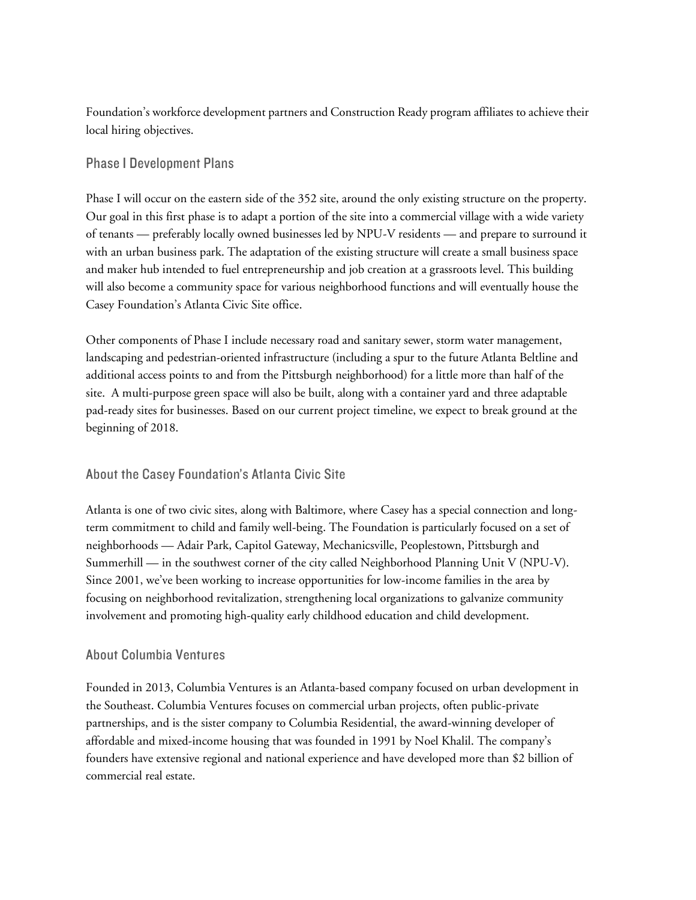Foundation's workforce development partners and Construction Ready program affiliates to achieve their local hiring objectives.

## Phase I Development Plans

Phase I will occur on the eastern side of the 352 site, around the only existing structure on the property. Our goal in this first phase is to adapt a portion of the site into a commercial village with a wide variety of tenants — preferably locally owned businesses led by NPU-V residents — and prepare to surround it with an urban business park. The adaptation of the existing structure will create a small business space and maker hub intended to fuel entrepreneurship and job creation at a grassroots level. This building will also become a community space for various neighborhood functions and will eventually house the Casey Foundation's Atlanta Civic Site office.

Other components of Phase I include necessary road and sanitary sewer, storm water management, landscaping and pedestrian-oriented infrastructure (including a spur to the future Atlanta Beltline and additional access points to and from the Pittsburgh neighborhood) for a little more than half of the site. A multi-purpose green space will also be built, along with a container yard and three adaptable pad-ready sites for businesses. Based on our current project timeline, we expect to break ground at the beginning of 2018.

## About the Casey Foundation's Atlanta Civic Site

Atlanta is one of two civic sites, along with Baltimore, where Casey has a special connection and long-term commitment to child and family well-being. The Foundation is particularly focused on a set of neighborhoods — Adair Park, Capitol Gateway, Mechanicsville, Peoplestown, Pittsburgh and Summerhill — in the southwest corner of the city called Neighborhood Planning Unit V (NPU-V). Since 2001, we've been working to increase opportunities for low-income families in the area by focusing on neighborhood revitalization, strengthening local organizations to galvanize community involvement and promoting high-quality early childhood education and child development.

## About Columbia Ventures

Founded in 2013, Columbia Ventures is an Atlanta-based company focused on urban development in the Southeast. Columbia Ventures focuses on commercial urban projects, often public-private partnerships, and is the sister company to Columbia Residential, the award-winning developer of affordable and mixed-income housing that was founded in 1991 by Noel Khalil. The company's founders have extensive regional and national experience and have developed more than $2 billion of commercial real estate.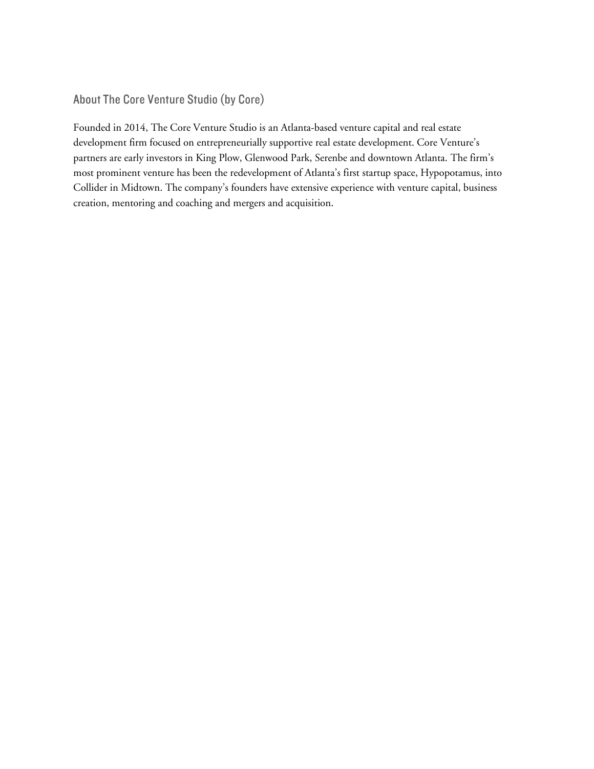## About The Core Venture Studio (by Core)

Founded in 2014, The Core Venture Studio is an Atlanta-based venture capital and real estate development firm focused on entrepreneurially supportive real estate development. Core Venture's partners are early investors in King Plow, Glenwood Park, Serenbe and downtown Atlanta. The firm's most prominent venture has been the redevelopment of Atlanta's first startup space, Hypopotamus, into Collider in Midtown. The company's founders have extensive experience with venture capital, business creation, mentoring and coaching and mergers and acquisition.